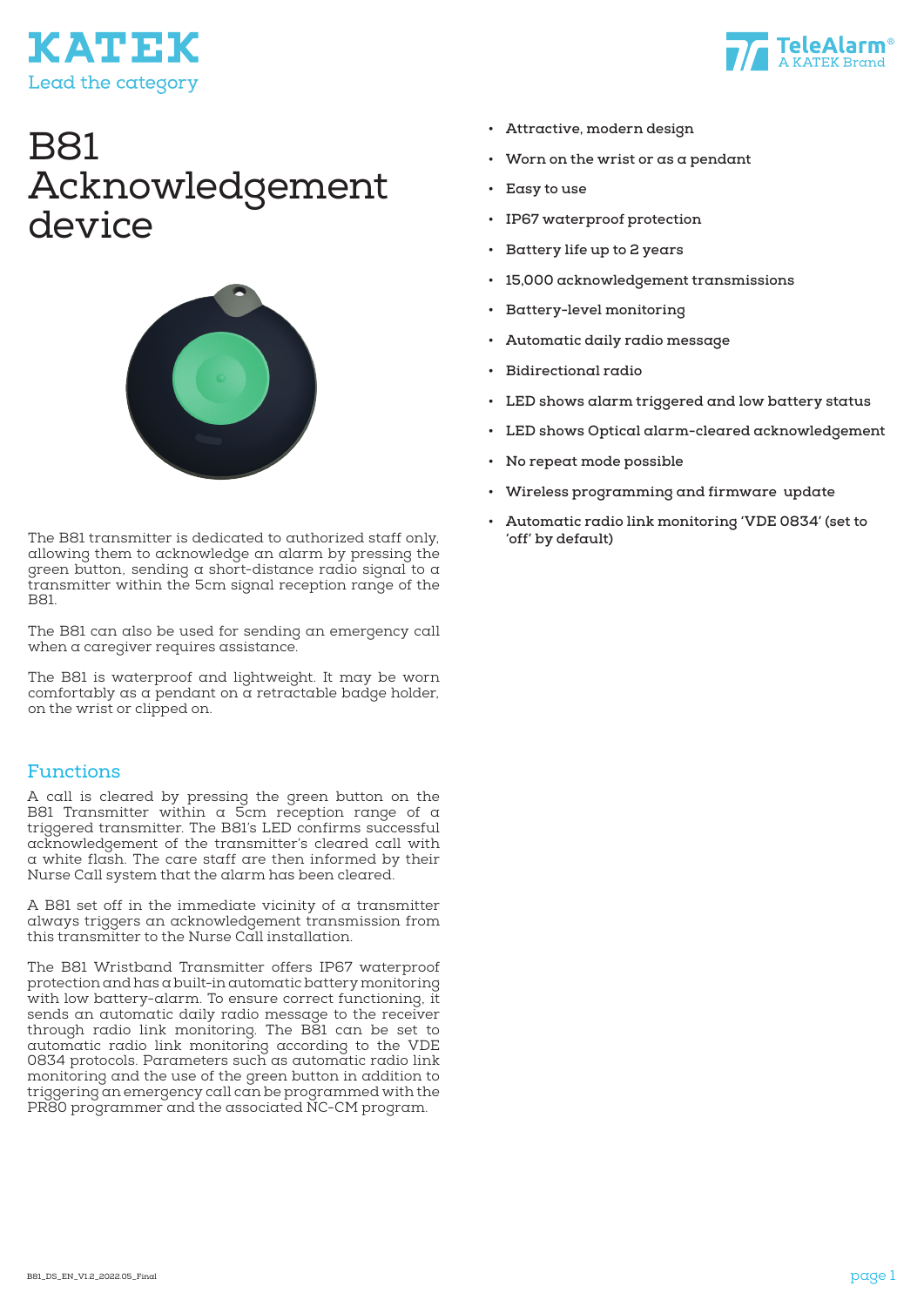KATEK

Lead the category

TeleAlarm®
A KATEK Brand

# B81 Acknowledgement device

The B81 transmitter is dedicated to authorized staff only, allowing them to acknowledge an alarm by pressing the green button, sending a short-distance radio signal to a transmitter within the 5cm signal reception range of the B81.

The B81 can also be used for sending an emergency call when a caregiver requires assistance.

The B81 is waterproof and lightweight. It may be worn comfortably as a pendant on a retractable badge holder, on the wrist or clipped on.

## Functions

A call is cleared by pressing the green button on the B81 Transmitter within a 5cm reception range of a triggered transmitter. The B81's LED confirms successful acknowledgement of the transmitter's cleared call with a white flash. The care staff are then informed by their Nurse Call system that the alarm has been cleared.

A B81 set off in the immediate vicinity of a transmitter always triggers an acknowledgement transmission from this transmitter to the Nurse Call installation.

The B81 Wristband Transmitter offers IP67 waterproof protection and has a built-in automatic battery monitoring with low battery-alarm. To ensure correct functioning, it sends an automatic daily radio message to the receiver through radio link monitoring. The B81 can be set to automatic radio link monitoring according to the VDE 0834 protocols. Parameters such as automatic radio link monitoring and the use of the green button in addition to triggering an emergency call can be programmed with the PR80 programmer and the associated NC-CM program.

- **Attractive, modern design**
- **Worn on the wrist or as a pendant**
- **Easy to use**
- **IP67 waterproof protection**
- **Battery life up to 2 years**
- **15,000 acknowledgement transmissions**
- **Battery-level monitoring**
- **Automatic daily radio message**
- **Bidirectional radio**
- **LED shows alarm triggered and low battery status**
- **LED shows Optical alarm-cleared acknowledgement**
- **No repeat mode possible**
- **Wireless programming and firmware update**
- **Automatic radio link monitoring 'VDE 0834' (set to 'off' by default)**

B81_DS_EN_V1.2_2022.05_Final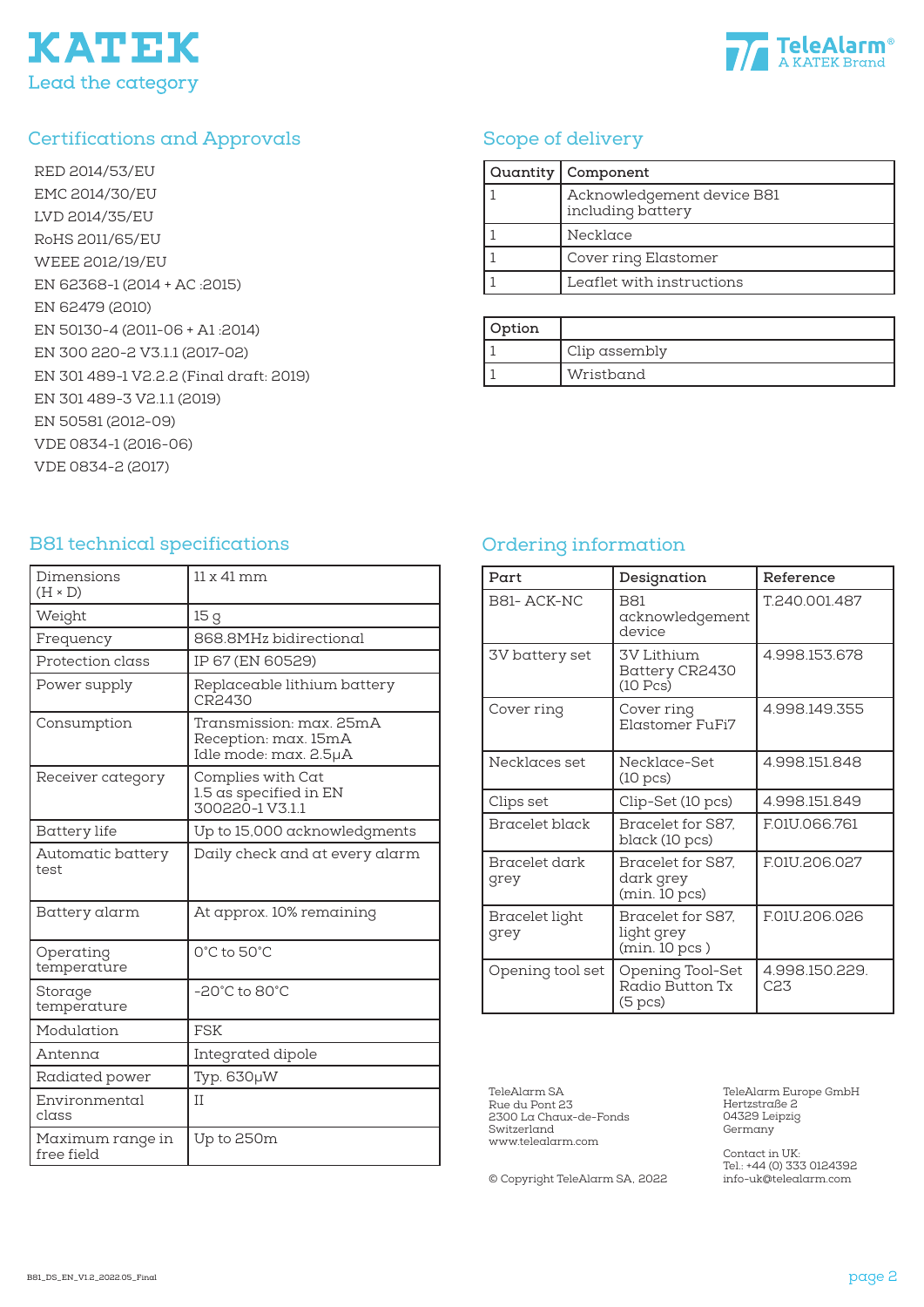## Certifications and Approvals

RED 2014/53/EU
EMC 2014/30/EU
LVD 2014/35/EU
RoHS 2011/65/EU
WEEE 2012/19/EU
EN 62368-1 (2014 + AC :2015)
EN 62479 (2010)
EN 50130-4 (2011-06 + A1 :2014)
EN 300 220-2 V3.1.1 (2017-02)
EN 301 489-1 V2.2.2 (Final draft: 2019)
EN 301 489-3 V2.1.1 (2019)
EN 50581 (2012-09)
VDE 0834-1 (2016-06)
VDE 0834-2 (2017)

## Scope of delivery

| Quantity | Component |
|---|---|
| 1 | Acknowledgement device B81 including battery |
| 1 | Necklace |
| 1 | Cover ring Elastomer |
| 1 | Leaflet with instructions |

| Option | |
|---|---|
| 1 | Clip assembly |
| 1 | Wristband |

## B81 technical specifications

| | |
|---|---|
| Dimensions (H × D) | 11 x 41 mm |
| Weight | 15 g |
| Frequency | 868.8MHz bidirectional |
| Protection class | IP 67 (EN 60529) |
| Power supply | Replaceable lithium battery CR2430 |
| Consumption | Transmission: max. 25mA<br>Reception: max. 15mA<br>Idle mode: max. 2.5μA |
| Receiver category | Complies with Cat 1.5 as specified in EN 300220-1 V3.1.1 |
| Battery life | Up to 15,000 acknowledgments |
| Automatic battery test | Daily check and at every alarm |
| Battery alarm | At approx. 10% remaining |
| Operating temperature | 0°C to 50°C |
| Storage temperature | -20°C to 80°C |
| Modulation | FSK |
| Antenna | Integrated dipole |
| Radiated power | Typ. 630μW |
| Environmental class | II |
| Maximum range in free field | Up to 250m |

## Ordering information

| Part | Designation | Reference |
|---|---|---|
| B81- ACK-NC | B81 acknowledgement device | T.240.001.487 |
| 3V battery set | 3V Lithium Battery CR2430 (10 Pcs) | 4.998.153.678 |
| Cover ring | Cover ring Elastomer FuFi7 | 4.998.149.355 |
| Necklaces set | Necklace-Set (10 pcs) | 4.998.151.848 |
| Clips set | Clip-Set (10 pcs) | 4.998.151.849 |
| Bracelet black | Bracelet for S87, black (10 pcs) | F.01U.066.761 |
| Bracelet dark grey | Bracelet for S87, dark grey (min. 10 pcs) | F.01U.206.027 |
| Bracelet light grey | Bracelet for S87, light grey (min. 10 pcs ) | F.01U.206.026 |
| Opening tool set | Opening Tool-Set Radio Button Tx (5 pcs) | 4.998.150.229. C23 |

TeleAlarm SA
Rue du Pont 23
2300 La Chaux-de-Fonds
Switzerland
www.telealarm.com

© Copyright TeleAlarm SA, 2022

TeleAlarm Europe GmbH
Hertzstraße 2
04329 Leipzig
Germany

Contact in UK:
Tel.: +44 (0) 333 0124392
info-uk@telealarm.com